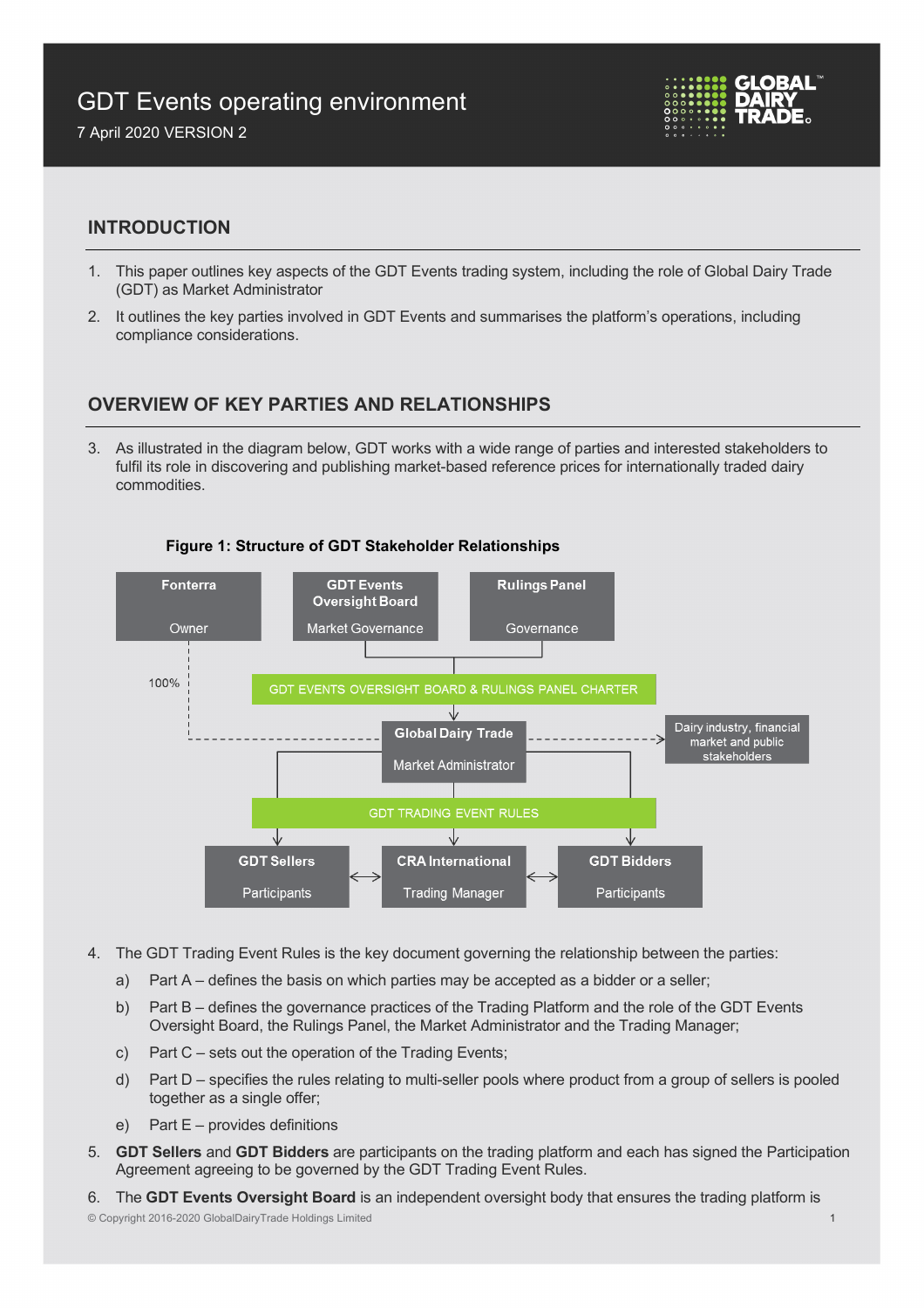# GDT Events operating environment

7 April 2020 VERSION 2

## INTRODUCTION

1. This paper outlines key aspects of the GDT Events trading system, including the role of Global Dairy Trade (GDT) as Market Administrator
2. It outlines the key parties involved in GDT Events and summarises the platform's operations, including compliance considerations.

## OVERVIEW OF KEY PARTIES AND RELATIONSHIPS

3. As illustrated in the diagram below, GDT works with a wide range of parties and interested stakeholders to fulfil its role in discovering and publishing market-based reference prices for internationally traded dairy commodities.

**Figure 1: Structure of GDT Stakeholder Relationships**

Fonterra – Owner (100%) | GDT Events Oversight Board – Market Governance | Rulings Panel – Governance

GDT EVENTS OVERSIGHT BOARD & RULINGS PANEL CHARTER

Global Dairy Trade – Market Administrator → Dairy industry, financial market and public stakeholders

GDT TRADING EVENT RULES

GDT Sellers – Participants ↔ CRA International – Trading Manager ↔ GDT Bidders – Participants

4. The GDT Trading Event Rules is the key document governing the relationship between the parties:
   a) Part A – defines the basis on which parties may be accepted as a bidder or a seller;
   b) Part B – defines the governance practices of the Trading Platform and the role of the GDT Events Oversight Board, the Rulings Panel, the Market Administrator and the Trading Manager;
   c) Part C – sets out the operation of the Trading Events;
   d) Part D – specifies the rules relating to multi-seller pools where product from a group of sellers is pooled together as a single offer;
   e) Part E – provides definitions
5. **GDT Sellers** and **GDT Bidders** are participants on the trading platform and each has signed the Participation Agreement agreeing to be governed by the GDT Trading Event Rules.
6. The **GDT Events Oversight Board** is an independent oversight body that ensures the trading platform is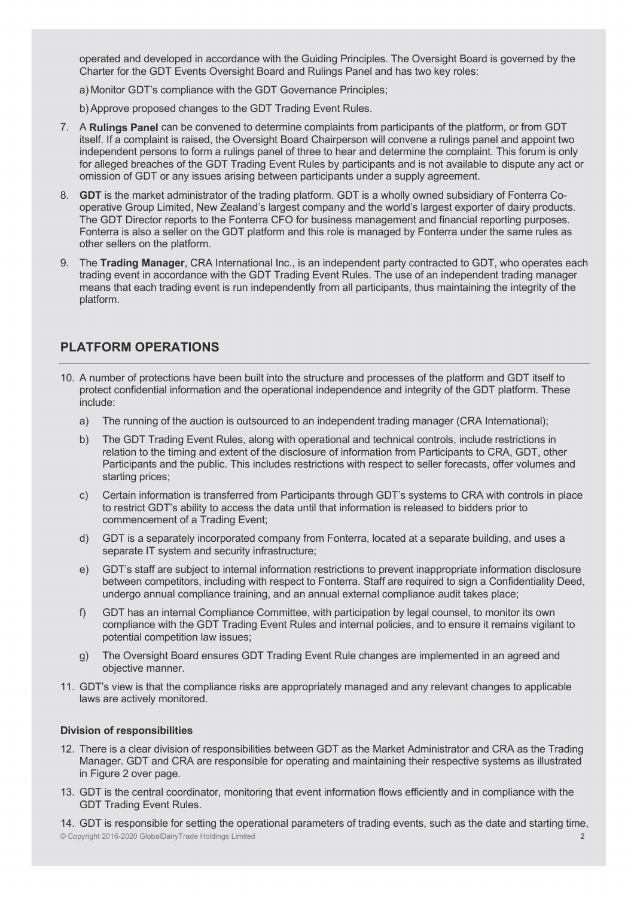operated and developed in accordance with the Guiding Principles. The Oversight Board is governed by the Charter for the GDT Events Oversight Board and Rulings Panel and has two key roles:

a) Monitor GDT's compliance with the GDT Governance Principles;

b) Approve proposed changes to the GDT Trading Event Rules.

7. A **Rulings Panel** can be convened to determine complaints from participants of the platform, or from GDT itself. If a complaint is raised, the Oversight Board Chairperson will convene a rulings panel and appoint two independent persons to form a rulings panel of three to hear and determine the complaint. This forum is only for alleged breaches of the GDT Trading Event Rules by participants and is not available to dispute any act or omission of GDT or any issues arising between participants under a supply agreement.
8. **GDT** is the market administrator of the trading platform. GDT is a wholly owned subsidiary of Fonterra Co-operative Group Limited, New Zealand's largest company and the world's largest exporter of dairy products. The GDT Director reports to the Fonterra CFO for business management and financial reporting purposes. Fonterra is also a seller on the GDT platform and this role is managed by Fonterra under the same rules as other sellers on the platform.
9. The **Trading Manager**, CRA International Inc., is an independent party contracted to GDT, who operates each trading event in accordance with the GDT Trading Event Rules. The use of an independent trading manager means that each trading event is run independently from all participants, thus maintaining the integrity of the platform.

## PLATFORM OPERATIONS

10. A number of protections have been built into the structure and processes of the platform and GDT itself to protect confidential information and the operational independence and integrity of the GDT platform. These include:
    a) The running of the auction is outsourced to an independent trading manager (CRA International);
    b) The GDT Trading Event Rules, along with operational and technical controls, include restrictions in relation to the timing and extent of the disclosure of information from Participants to CRA, GDT, other Participants and the public. This includes restrictions with respect to seller forecasts, offer volumes and starting prices;
    c) Certain information is transferred from Participants through GDT's systems to CRA with controls in place to restrict GDT's ability to access the data until that information is released to bidders prior to commencement of a Trading Event;
    d) GDT is a separately incorporated company from Fonterra, located at a separate building, and uses a separate IT system and security infrastructure;
    e) GDT's staff are subject to internal information restrictions to prevent inappropriate information disclosure between competitors, including with respect to Fonterra. Staff are required to sign a Confidentiality Deed, undergo annual compliance training, and an annual external compliance audit takes place;
    f) GDT has an internal Compliance Committee, with participation by legal counsel, to monitor its own compliance with the GDT Trading Event Rules and internal policies, and to ensure it remains vigilant to potential competition law issues;
    g) The Oversight Board ensures GDT Trading Event Rule changes are implemented in an agreed and objective manner.
11. GDT's view is that the compliance risks are appropriately managed and any relevant changes to applicable laws are actively monitored.

**Division of responsibilities**

12. There is a clear division of responsibilities between GDT as the Market Administrator and CRA as the Trading Manager. GDT and CRA are responsible for operating and maintaining their respective systems as illustrated in Figure 2 over page.
13. GDT is the central coordinator, monitoring that event information flows efficiently and in compliance with the GDT Trading Event Rules.
14. GDT is responsible for setting the operational parameters of trading events, such as the date and starting time,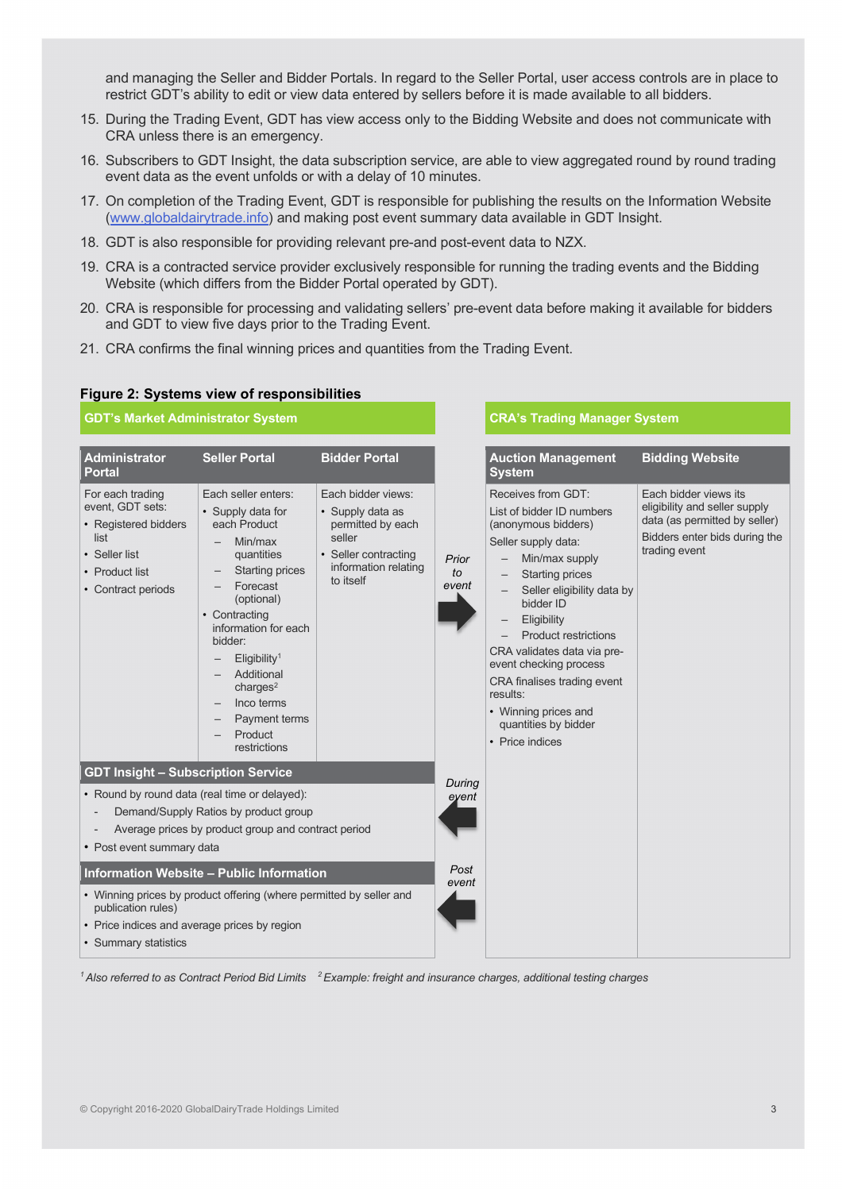and managing the Seller and Bidder Portals. In regard to the Seller Portal, user access controls are in place to restrict GDT's ability to edit or view data entered by sellers before it is made available to all bidders.

15. During the Trading Event, GDT has view access only to the Bidding Website and does not communicate with CRA unless there is an emergency.
16. Subscribers to GDT Insight, the data subscription service, are able to view aggregated round by round trading event data as the event unfolds or with a delay of 10 minutes.
17. On completion of the Trading Event, GDT is responsible for publishing the results on the Information Website (www.globaldairytrade.info) and making post event summary data available in GDT Insight.
18. GDT is also responsible for providing relevant pre-and post-event data to NZX.
19. CRA is a contracted service provider exclusively responsible for running the trading events and the Bidding Website (which differs from the Bidder Portal operated by GDT).
20. CRA is responsible for processing and validating sellers' pre-event data before making it available for bidders and GDT to view five days prior to the Trading Event.
21. CRA confirms the final winning prices and quantities from the Trading Event.

**Figure 2: Systems view of responsibilities**

**GDT's Market Administrator System**

| Administrator Portal | Seller Portal | Bidder Portal |
|---|---|---|
| For each trading event, GDT sets:<br>• Registered bidders list<br>• Seller list<br>• Product list<br>• Contract periods | Each seller enters:<br>• Supply data for each Product<br>– Min/max quantities<br>– Starting prices<br>– Forecast (optional)<br>• Contracting information for each bidder:<br>– Eligibility[1]<br>– Additional charges[2]<br>– Inco terms<br>– Payment terms<br>– Product restrictions | Each bidder views:<br>• Supply data as permitted by each seller<br>• Seller contracting information relating to itself |

**GDT Insight – Subscription Service**

- Round by round data (real time or delayed):
  - Demand/Supply Ratios by product group
  - Average prices by product group and contract period
- Post event summary data

**Information Website – Public Information**

- Winning prices by product offering (where permitted by seller and publication rules)
- Price indices and average prices by region
- Summary statistics

*Prior to event* → (GDT to CRA)

*During event* ← (CRA to GDT)

*Post event* ← (CRA to GDT)

**CRA's Trading Manager System**

| Auction Management System | Bidding Website |
|---|---|
| Receives from GDT:<br>List of bidder ID numbers (anonymous bidders)<br>Seller supply data:<br>– Min/max supply<br>– Starting prices<br>– Seller eligibility data by bidder ID<br>– Eligibility<br>– Product restrictions<br>CRA validates data via pre-event checking process<br>CRA finalises trading event results:<br>• Winning prices and quantities by bidder<br>• Price indices | Each bidder views its eligibility and seller supply data (as permitted by seller)<br>Bidders enter bids during the trading event |

*[1] Also referred to as Contract Period Bid Limits* *[2] Example: freight and insurance charges, additional testing charges*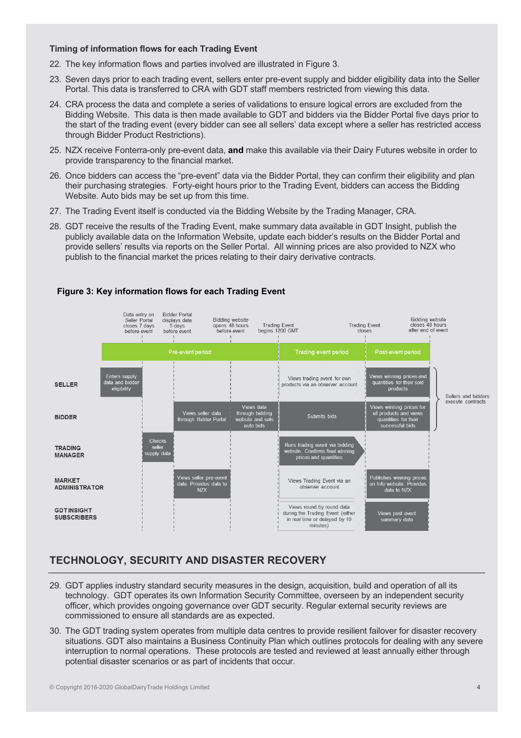**Timing of information flows for each Trading Event**

22. The key information flows and parties involved are illustrated in Figure 3.
23. Seven days prior to each trading event, sellers enter pre-event supply and bidder eligibility data into the Seller Portal. This data is transferred to CRA with GDT staff members restricted from viewing this data.
24. CRA process the data and complete a series of validations to ensure logical errors are excluded from the Bidding Website. This data is then made available to GDT and bidders via the Bidder Portal five days prior to the start of the trading event (every bidder can see all sellers' data except where a seller has restricted access through Bidder Product Restrictions).
25. NZX receive Fonterra-only pre-event data, **and** make this available via their Dairy Futures website in order to provide transparency to the financial market.
26. Once bidders can access the "pre-event" data via the Bidder Portal, they can confirm their eligibility and plan their purchasing strategies. Forty-eight hours prior to the Trading Event, bidders can access the Bidding Website. Auto bids may be set up from this time.
27. The Trading Event itself is conducted via the Bidding Website by the Trading Manager, CRA.
28. GDT receive the results of the Trading Event, make summary data available in GDT Insight, publish the publicly available data on the Information Website, update each bidder's results on the Bidder Portal and provide sellers' results via reports on the Seller Portal. All winning prices are also provided to NZX who publish to the financial market the prices relating to their dairy derivative contracts.

**Figure 3: Key information flows for each Trading Event**

Data entry on Seller Portal closes 7 days before event
Bidder Portal displays data 5 days before event
Bidding website opens 48 hours before event
Trading Event begins 1200 GMT
Trading Event closes
Bidding website closes 48 hours after end of event

Pre-event period
Trading event period
Post-event period

SELLER
Enters supply data and bidder eligibility
Views trading event for own products via an observer account
Views winning prices and quantities for their sold products

BIDDER
Views seller data through Bidder Portal
Views data through bidding website and sets auto bids
Submits bids
Views winning prices for all products and views quantities for their successful bids

Sellers and bidders execute contracts

TRADING MANAGER
Checks seller supply data
Runs trading event via bidding website. Confirms final winning prices and quantities

MARKET ADMINISTRATOR
Views seller pre-event data. Provides data to NZX
Views Trading Event via an observer account
Publishes winning prices on Info website. Provides data to NZX

GDT INSIGHT SUBSCRIBERS
Views round by round data during the Trading Event (either in real time or delayed by 10 minutes)
Views post event summary data

## TECHNOLOGY, SECURITY AND DISASTER RECOVERY

29. GDT applies industry standard security measures in the design, acquisition, build and operation of all its technology. GDT operates its own Information Security Committee, overseen by an independent security officer, which provides ongoing governance over GDT security. Regular external security reviews are commissioned to ensure all standards are as expected.
30. The GDT trading system operates from multiple data centres to provide resilient failover for disaster recovery situations. GDT also maintains a Business Continuity Plan which outlines protocols for dealing with any severe interruption to normal operations. These protocols are tested and reviewed at least annually either through potential disaster scenarios or as part of incidents that occur.

© Copyright 2016-2020 GlobalDairyTrade Holdings Limited